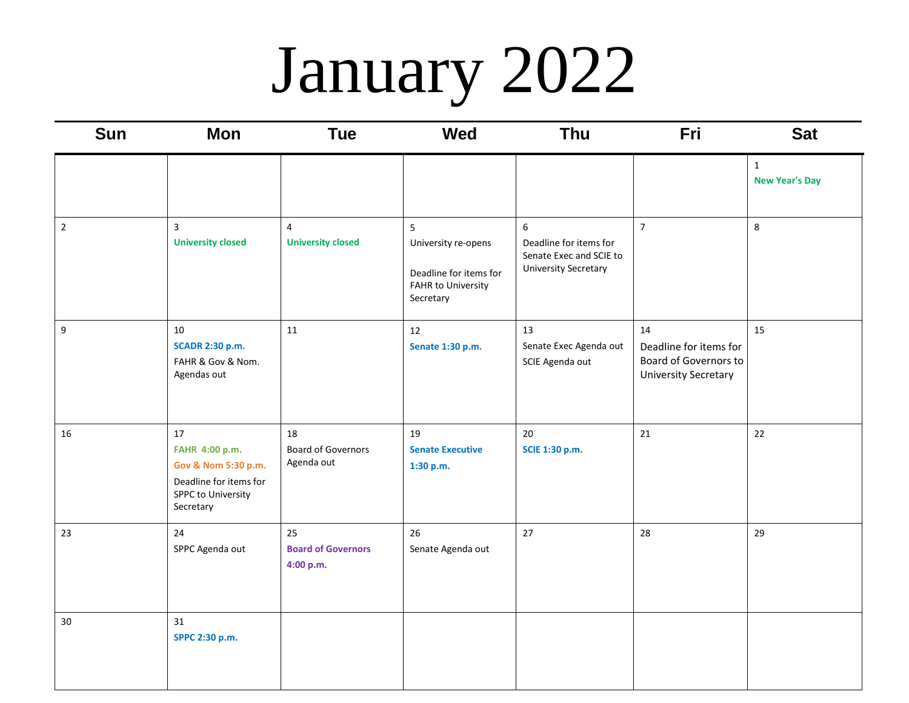# January 2022

| Sun | Mon | Tue | Wed | Thu | Fri | Sat |
|---|---|---|---|---|---|---|
| | | | | | | 1<br>**New Year's Day** |
| 2 | 3<br>**University closed** | 4<br>**University closed** | 5<br>University re-opens<br><br>Deadline for items for FAHR to University Secretary | 6<br>Deadline for items for Senate Exec and SCIE to University Secretary | 7 | 8 |
| 9 | 10<br>**SCADR 2:30 p.m.**<br>FAHR & Gov & Nom. Agendas out | 11 | 12<br>**Senate 1:30 p.m.** | 13<br>Senate Exec Agenda out<br>SCIE Agenda out | 14<br>Deadline for items for Board of Governors to University Secretary | 15 |
| 16 | 17<br>**FAHR 4:00 p.m.**<br>**Gov & Nom 5:30 p.m.**<br>Deadline for items for SPPC to University Secretary | 18<br>Board of Governors Agenda out | 19<br>**Senate Executive 1:30 p.m.** | 20<br>**SCIE 1:30 p.m.** | 21 | 22 |
| 23 | 24<br>SPPC Agenda out | 25<br>**Board of Governors 4:00 p.m.** | 26<br>Senate Agenda out | 27 | 28 | 29 |
| 30 | 31<br>**SPPC 2:30 p.m.** | | | | | |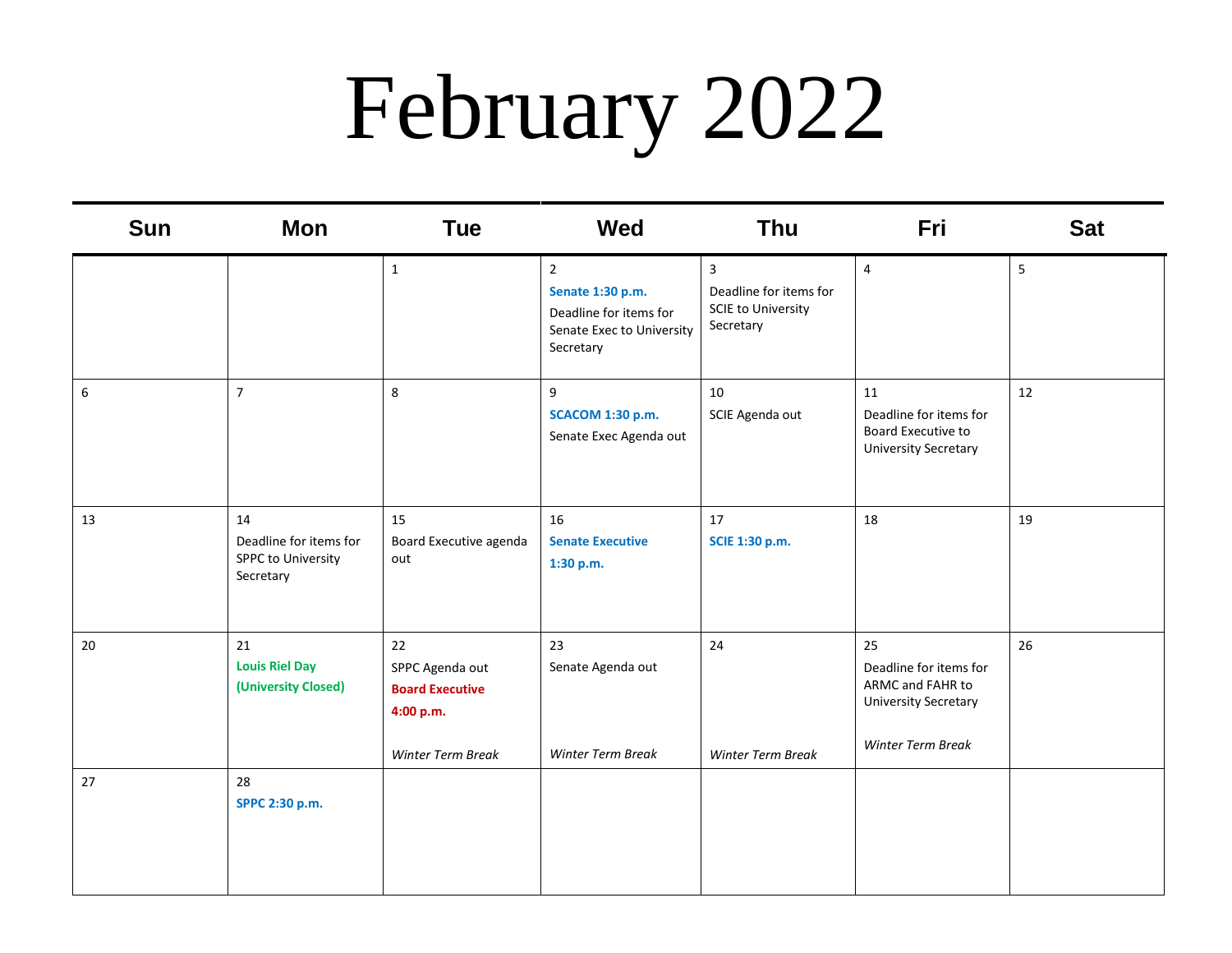# February 2022

| Sun | Mon | Tue | Wed | Thu | Fri | Sat |
|---|---|---|---|---|---|---|
| | | 1 | 2<br>**Senate 1:30 p.m.**<br>Deadline for items for Senate Exec to University Secretary | 3<br>Deadline for items for SCIE to University Secretary | 4 | 5 |
| 6 | 7 | 8 | 9<br>**SCACOM 1:30 p.m.**<br>Senate Exec Agenda out | 10<br>SCIE Agenda out | 11<br>Deadline for items for Board Executive to University Secretary | 12 |
| 13 | 14<br>Deadline for items for SPPC to University Secretary | 15<br>Board Executive agenda out | 16<br>**Senate Executive 1:30 p.m.** | 17<br>**SCIE 1:30 p.m.** | 18 | 19 |
| 20 | 21<br>**Louis Riel Day (University Closed)** | 22<br>SPPC Agenda out<br>**Board Executive 4:00 p.m.**<br>*Winter Term Break* | 23<br>Senate Agenda out<br>*Winter Term Break* | 24<br>*Winter Term Break* | 25<br>Deadline for items for ARMC and FAHR to University Secretary<br>*Winter Term Break* | 26 |
| 27 | 28<br>**SPPC 2:30 p.m.** | | | | | |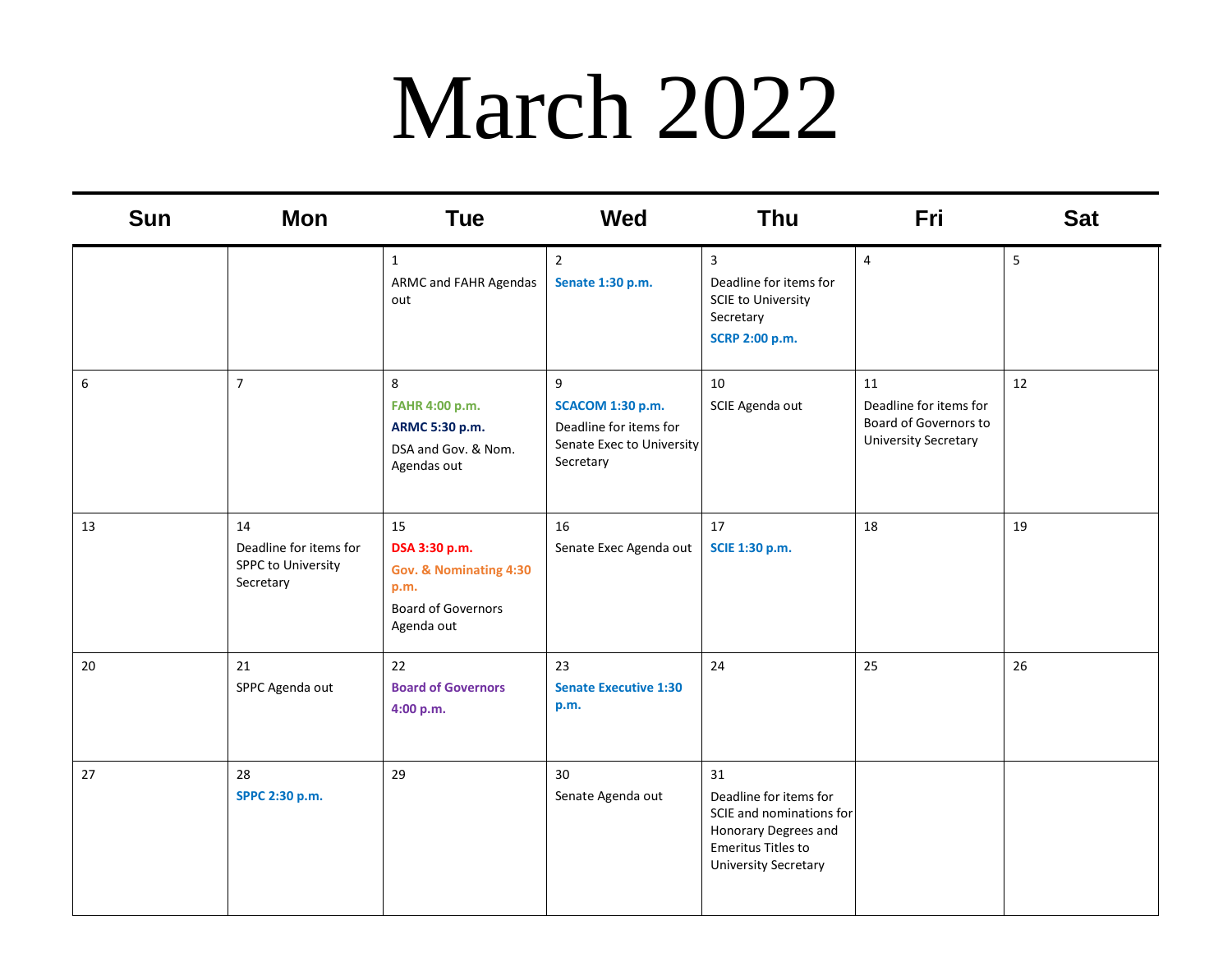# March 2022

| Sun | Mon | Tue | Wed | Thu | Fri | Sat |
|---|---|---|---|---|---|---|
| | | 1<br>ARMC and FAHR Agendas out | 2<br>**Senate 1:30 p.m.** | 3<br>Deadline for items for SCIE to University Secretary<br>**SCRP 2:00 p.m.** | 4 | 5 |
| 6 | 7 | 8<br>**FAHR 4:00 p.m.**<br>**ARMC 5:30 p.m.**<br>DSA and Gov. & Nom. Agendas out | 9<br>**SCACOM 1:30 p.m.**<br>Deadline for items for Senate Exec to University Secretary | 10<br>SCIE Agenda out | 11<br>Deadline for items for Board of Governors to University Secretary | 12 |
| 13 | 14<br>Deadline for items for SPPC to University Secretary | 15<br>**DSA 3:30 p.m.**<br>**Gov. & Nominating 4:30 p.m.**<br>Board of Governors Agenda out | 16<br>Senate Exec Agenda out | 17<br>**SCIE 1:30 p.m.** | 18 | 19 |
| 20 | 21<br>SPPC Agenda out | 22<br>**Board of Governors 4:00 p.m.** | 23<br>**Senate Executive 1:30 p.m.** | 24 | 25 | 26 |
| 27 | 28<br>**SPPC 2:30 p.m.** | 29 | 30<br>Senate Agenda out | 31<br>Deadline for items for SCIE and nominations for Honorary Degrees and Emeritus Titles to University Secretary | | |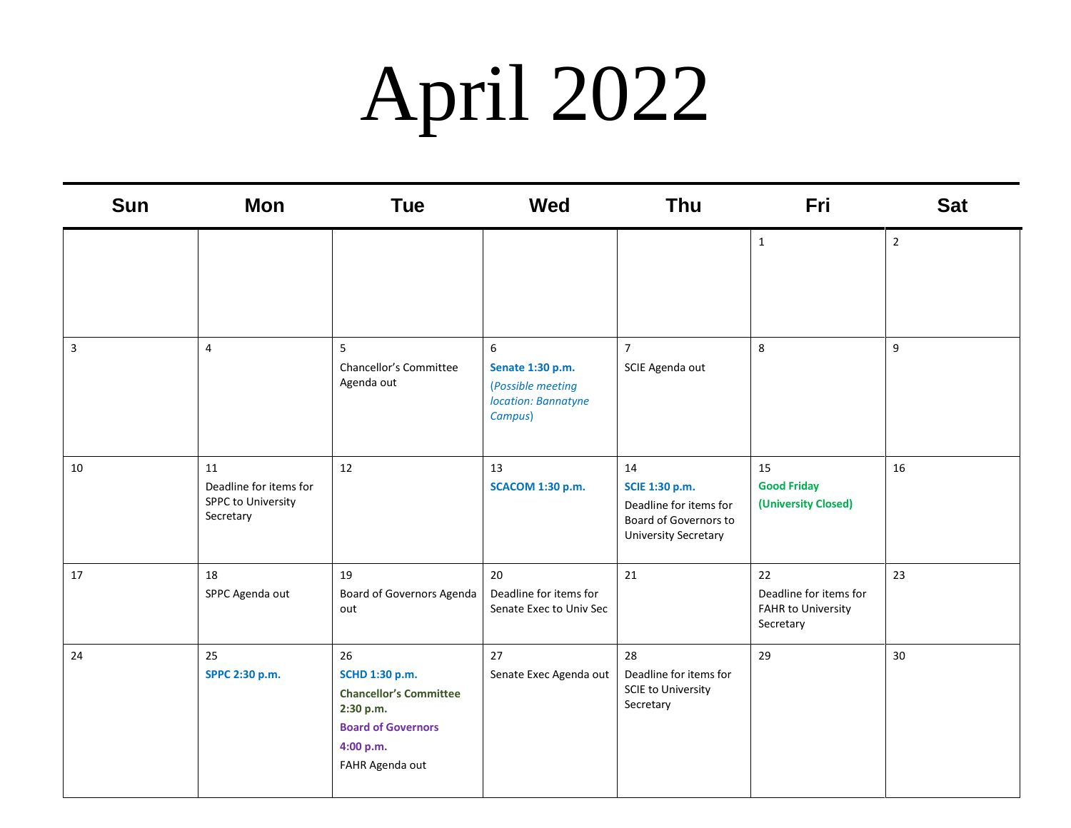# April 2022

| Sun | Mon | Tue | Wed | Thu | Fri | Sat |
|---|---|---|---|---|---|---|
| | | | | | 1 | 2 |
| 3 | 4 | 5<br>Chancellor's Committee Agenda out | 6<br>**Senate 1:30 p.m.**<br>(*Possible meeting location: Bannatyne Campus*) | 7<br>SCIE Agenda out | 8 | 9 |
| 10 | 11<br>Deadline for items for SPPC to University Secretary | 12 | 13<br>**SCACOM 1:30 p.m.** | 14<br>**SCIE 1:30 p.m.**<br>Deadline for items for Board of Governors to University Secretary | 15<br>**Good Friday (University Closed)** | 16 |
| 17 | 18<br>SPPC Agenda out | 19<br>Board of Governors Agenda out | 20<br>Deadline for items for Senate Exec to Univ Sec | 21 | 22<br>Deadline for items for FAHR to University Secretary | 23 |
| 24 | 25<br>**SPPC 2:30 p.m.** | 26<br>**SCHD 1:30 p.m.**<br>**Chancellor's Committee 2:30 p.m.**<br>**Board of Governors 4:00 p.m.**<br>FAHR Agenda out | 27<br>Senate Exec Agenda out | 28<br>Deadline for items for SCIE to University Secretary | 29 | 30 |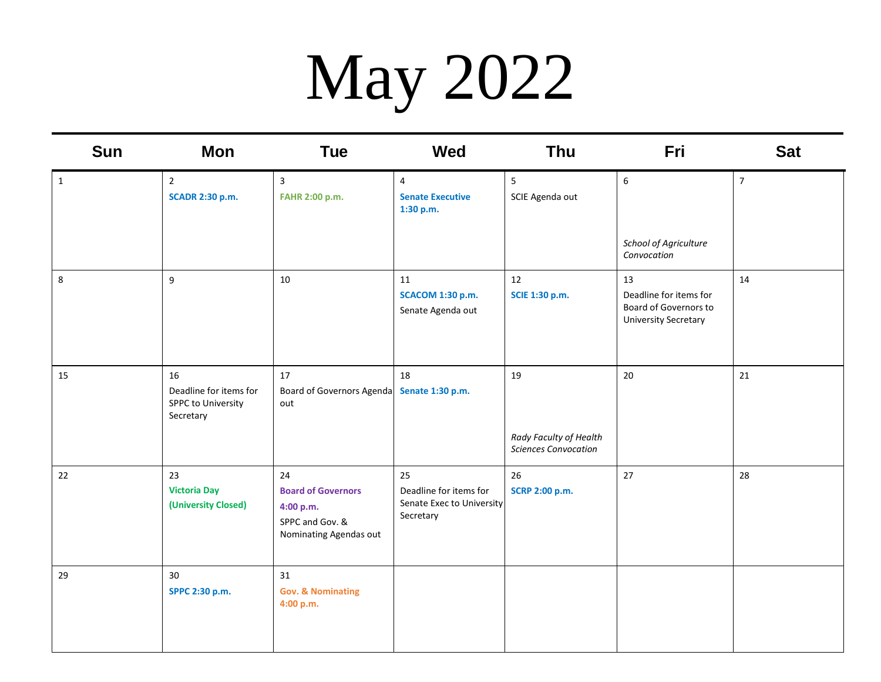# May 2022

| Sun | Mon | Tue | Wed | Thu | Fri | Sat |
|---|---|---|---|---|---|---|
| 1 | 2<br>**SCADR 2:30 p.m.** | 3<br>**FAHR 2:00 p.m.** | 4<br>**Senate Executive 1:30 p.m.** | 5<br>SCIE Agenda out | 6<br>*School of Agriculture Convocation* | 7 |
| 8 | 9 | 10 | 11<br>**SCACOM 1:30 p.m.**<br>Senate Agenda out | 12<br>**SCIE 1:30 p.m.** | 13<br>Deadline for items for Board of Governors to University Secretary | 14 |
| 15 | 16<br>Deadline for items for SPPC to University Secretary | 17<br>Board of Governors Agenda out | 18<br>**Senate 1:30 p.m.** | 19<br>*Rady Faculty of Health Sciences Convocation* | 20 | 21 |
| 22 | 23<br>**Victoria Day (University Closed)** | 24<br>**Board of Governors 4:00 p.m.**<br>SPPC and Gov. & Nominating Agendas out | 25<br>Deadline for items for Senate Exec to University Secretary | 26<br>**SCRP 2:00 p.m.** | 27 | 28 |
| 29 | 30<br>**SPPC 2:30 p.m.** | 31<br>**Gov. & Nominating 4:00 p.m.** | | | | |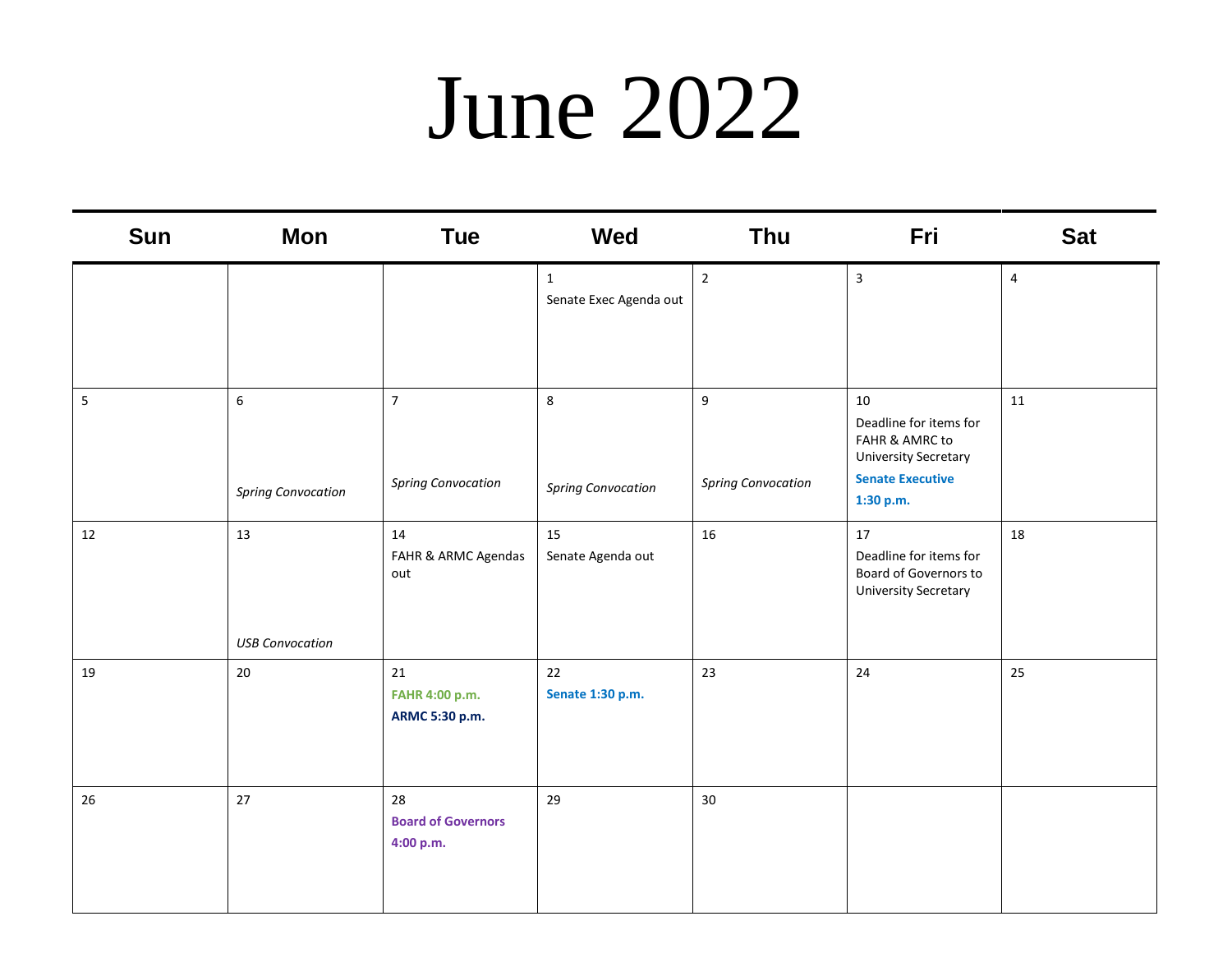# June 2022

| Sun | Mon | Tue | Wed | Thu | Fri | Sat |
| --- | --- | --- | --- | --- | --- | --- |
| | | | 1<br>Senate Exec Agenda out | 2 | 3 | 4 |
| 5 | 6<br>*Spring Convocation* | 7<br>*Spring Convocation* | 8<br>*Spring Convocation* | 9<br>*Spring Convocation* | 10<br>Deadline for items for FAHR & AMRC to University Secretary<br>**Senate Executive 1:30 p.m.** | 11 |
| 12 | 13<br>*USB Convocation* | 14<br>FAHR & ARMC Agendas out | 15<br>Senate Agenda out | 16 | 17<br>Deadline for items for Board of Governors to University Secretary | 18 |
| 19 | 20 | 21<br>**FAHR 4:00 p.m.**<br>**ARMC 5:30 p.m.** | 22<br>**Senate 1:30 p.m.** | 23 | 24 | 25 |
| 26 | 27 | 28<br>**Board of Governors 4:00 p.m.** | 29 | 30 | | |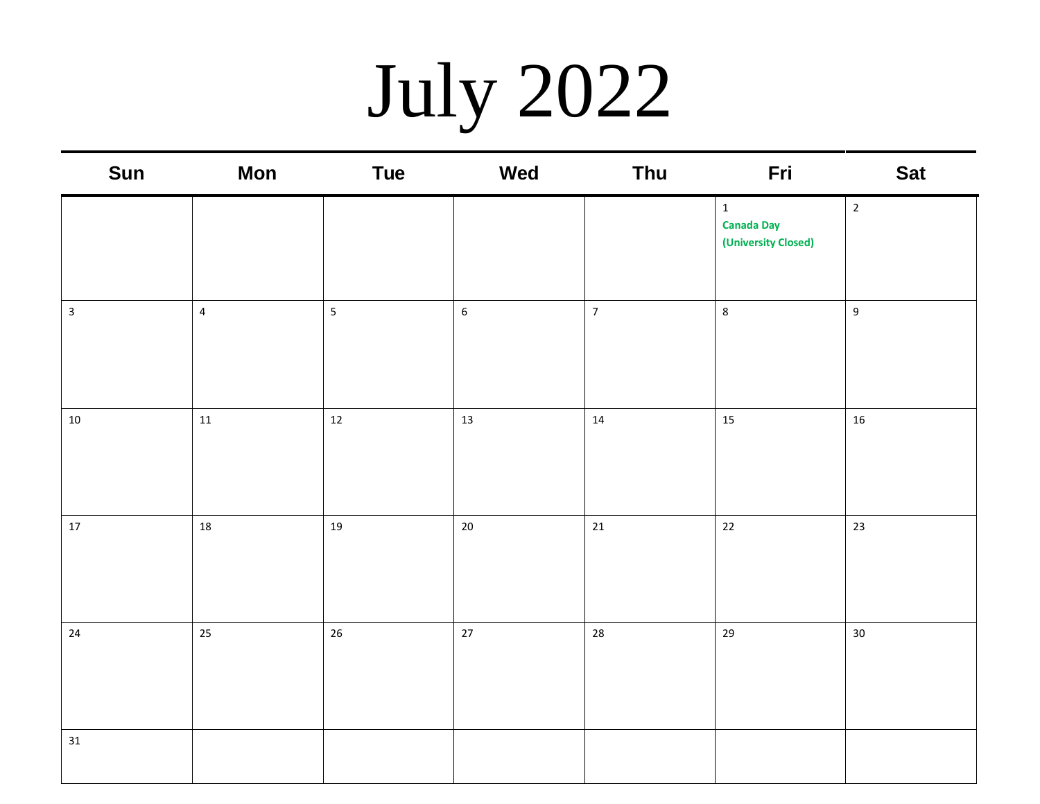# July 2022

| Sun | Mon | Tue | Wed | Thu | Fri | Sat |
|---|---|---|---|---|---|---|
| | | | | | 1<br>**Canada Day (University Closed)** | 2 |
| 3 | 4 | 5 | 6 | 7 | 8 | 9 |
| 10 | 11 | 12 | 13 | 14 | 15 | 16 |
| 17 | 18 | 19 | 20 | 21 | 22 | 23 |
| 24 | 25 | 26 | 27 | 28 | 29 | 30 |
| 31 | | | | | | |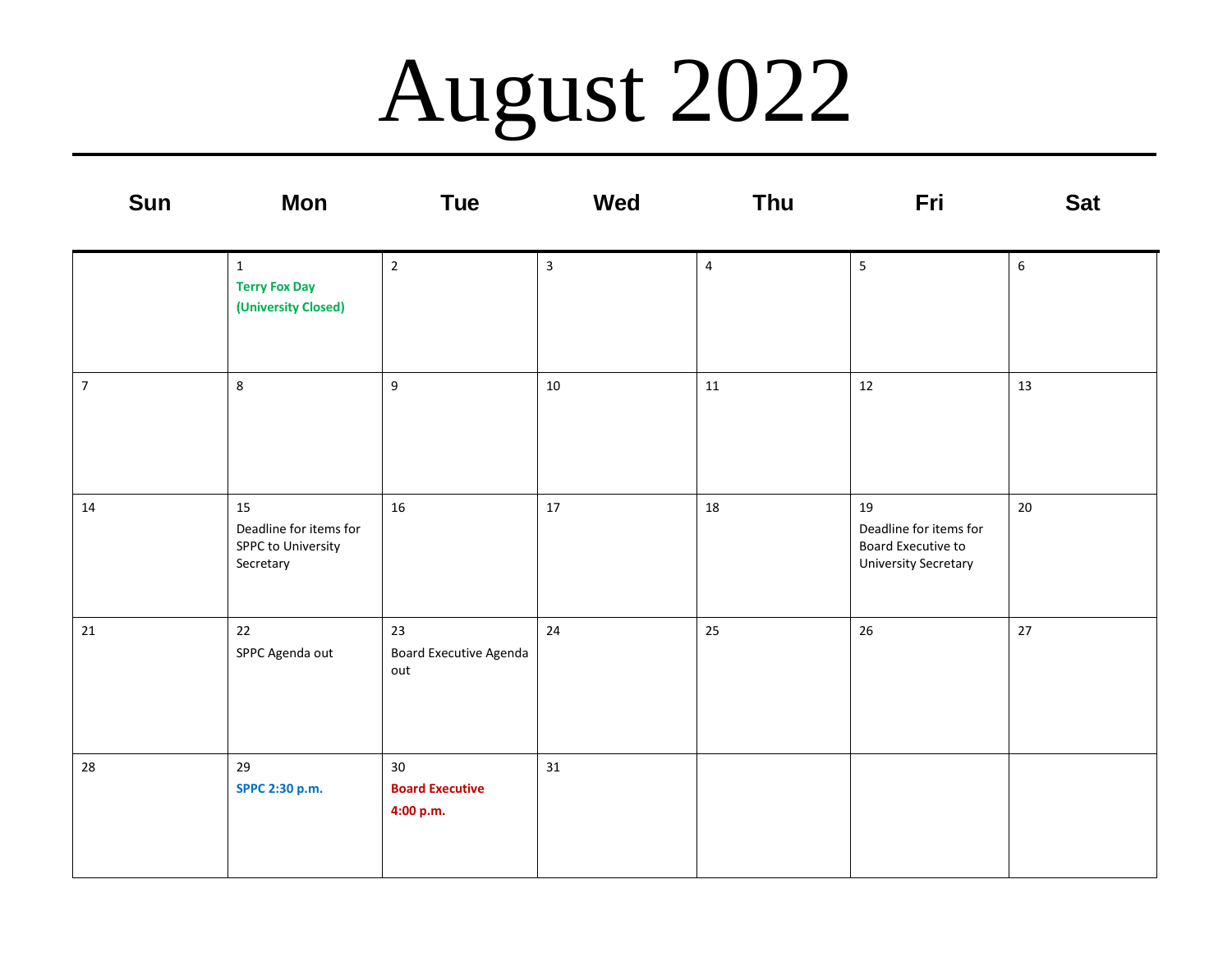# August 2022

| Sun | Mon | Tue | Wed | Thu | Fri | Sat |
|---|---|---|---|---|---|---|
| | 1 **Terry Fox Day (University Closed)** | 2 | 3 | 4 | 5 | 6 |
| 7 | 8 | 9 | 10 | 11 | 12 | 13 |
| 14 | 15 Deadline for items for SPPC to University Secretary | 16 | 17 | 18 | 19 Deadline for items for Board Executive to University Secretary | 20 |
| 21 | 22 SPPC Agenda out | 23 Board Executive Agenda out | 24 | 25 | 26 | 27 |
| 28 | 29 **SPPC 2:30 p.m.** | 30 **Board Executive 4:00 p.m.** | 31 | | | |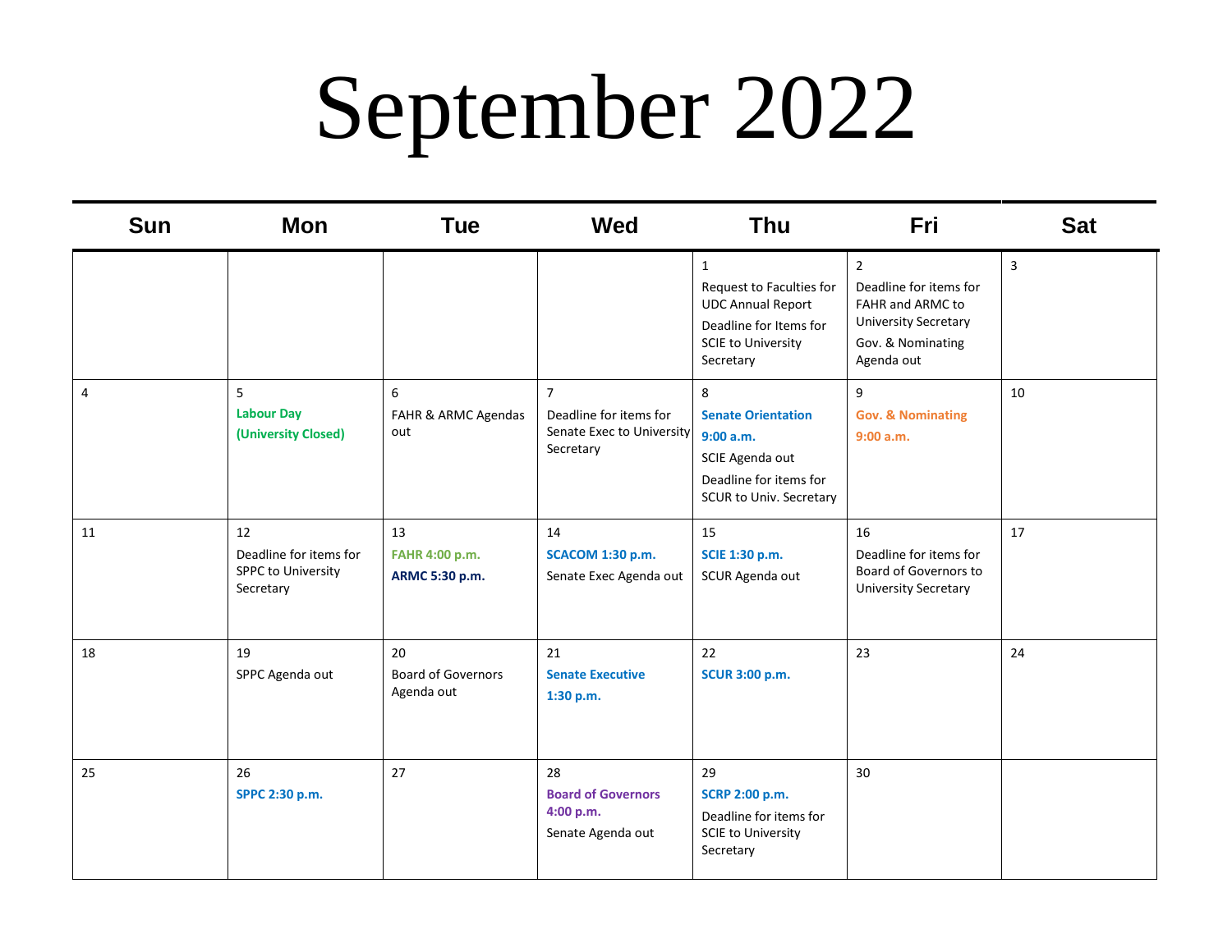# September 2022

| Sun | Mon | Tue | Wed | Thu | Fri | Sat |
|---|---|---|---|---|---|---|
| | | | | 1<br>Request to Faculties for UDC Annual Report<br>Deadline for Items for SCIE to University Secretary | 2<br>Deadline for items for FAHR and ARMC to University Secretary<br>Gov. & Nominating Agenda out | 3 |
| 4 | 5<br>**Labour Day (University Closed)** | 6<br>FAHR & ARMC Agendas out | 7<br>Deadline for items for Senate Exec to University Secretary | 8<br>**Senate Orientation 9:00 a.m.**<br>SCIE Agenda out<br>Deadline for items for SCUR to Univ. Secretary | 9<br>**Gov. & Nominating 9:00 a.m.** | 10 |
| 11 | 12<br>Deadline for items for SPPC to University Secretary | 13<br>**FAHR 4:00 p.m.**<br>**ARMC 5:30 p.m.** | 14<br>**SCACOM 1:30 p.m.**<br>Senate Exec Agenda out | 15<br>**SCIE 1:30 p.m.**<br>SCUR Agenda out | 16<br>Deadline for items for Board of Governors to University Secretary | 17 |
| 18 | 19<br>SPPC Agenda out | 20<br>Board of Governors Agenda out | 21<br>**Senate Executive 1:30 p.m.** | 22<br>**SCUR 3:00 p.m.** | 23 | 24 |
| 25 | 26<br>**SPPC 2:30 p.m.** | 27 | 28<br>**Board of Governors 4:00 p.m.**<br>Senate Agenda out | 29<br>**SCRP 2:00 p.m.**<br>Deadline for items for SCIE to University Secretary | 30 | |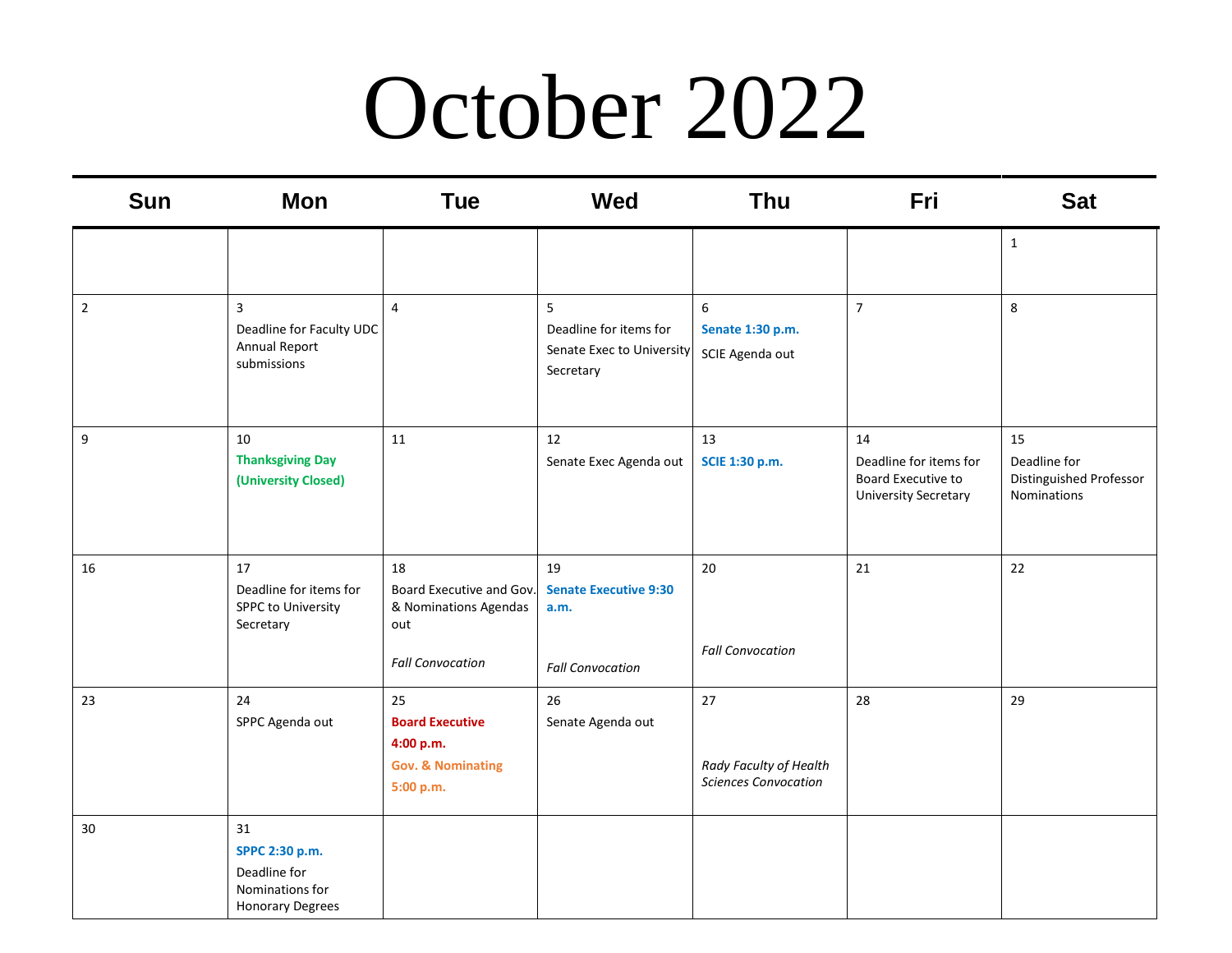# October 2022

| Sun | Mon | Tue | Wed | Thu | Fri | Sat |
|---|---|---|---|---|---|---|
| | | | | | | 1 |
| 2 | 3 Deadline for Faculty UDC Annual Report submissions | 4 | 5 Deadline for items for Senate Exec to University Secretary | 6 **Senate 1:30 p.m.** SCIE Agenda out | 7 | 8 |
| 9 | 10 **Thanksgiving Day (University Closed)** | 11 | 12 Senate Exec Agenda out | 13 **SCIE 1:30 p.m.** | 14 Deadline for items for Board Executive to University Secretary | 15 Deadline for Distinguished Professor Nominations |
| 16 | 17 Deadline for items for SPPC to University Secretary | 18 Board Executive and Gov. & Nominations Agendas out *Fall Convocation* | 19 **Senate Executive 9:30 a.m.** *Fall Convocation* | 20 *Fall Convocation* | 21 | 22 |
| 23 | 24 SPPC Agenda out | 25 **Board Executive 4:00 p.m.** **Gov. & Nominating 5:00 p.m.** | 26 Senate Agenda out | 27 *Rady Faculty of Health Sciences Convocation* | 28 | 29 |
| 30 | 31 **SPPC 2:30 p.m.** Deadline for Nominations for Honorary Degrees | | | | | |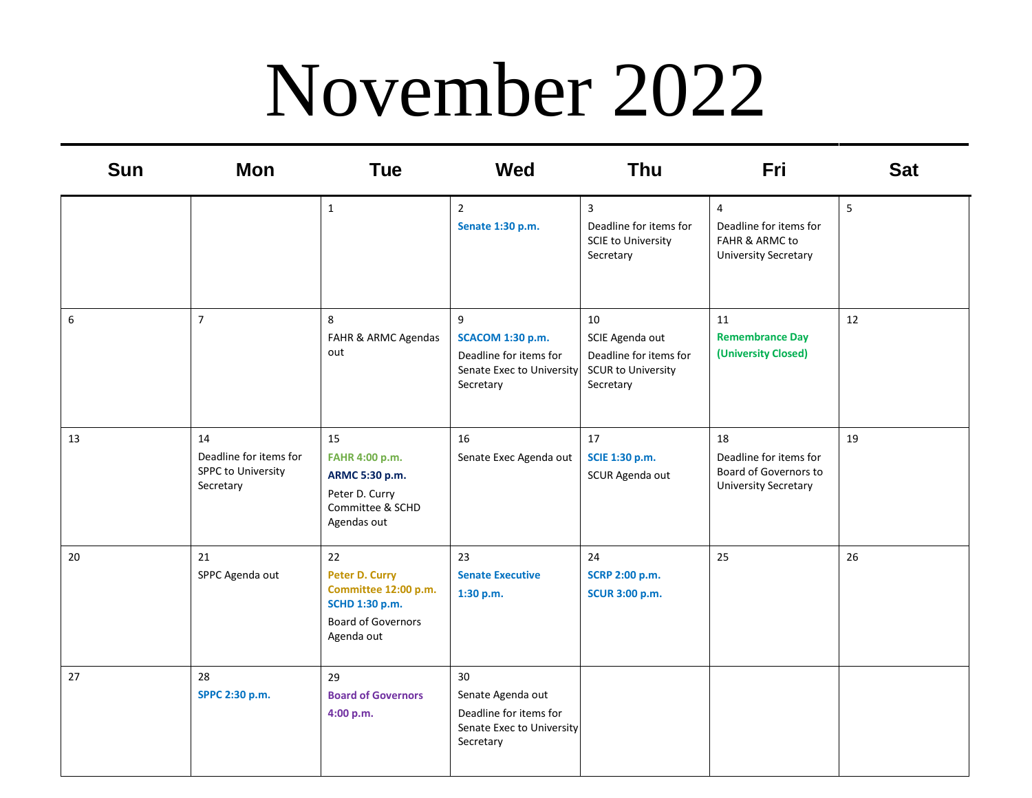# November 2022

| Sun | Mon | Tue | Wed | Thu | Fri | Sat |
|---|---|---|---|---|---|---|
| | | 1 | 2<br>**Senate 1:30 p.m.** | 3<br>Deadline for items for SCIE to University Secretary | 4<br>Deadline for items for FAHR & ARMC to University Secretary | 5 |
| 6 | 7 | 8<br>FAHR & ARMC Agendas out | 9<br>**SCACOM 1:30 p.m.**<br>Deadline for items for Senate Exec to University Secretary | 10<br>SCIE Agenda out<br>Deadline for items for SCUR to University Secretary | 11<br>**Remembrance Day (University Closed)** | 12 |
| 13 | 14<br>Deadline for items for SPPC to University Secretary | 15<br>**FAHR 4:00 p.m.**<br>**ARMC 5:30 p.m.**<br>Peter D. Curry Committee & SCHD Agendas out | 16<br>Senate Exec Agenda out | 17<br>**SCIE 1:30 p.m.**<br>SCUR Agenda out | 18<br>Deadline for items for Board of Governors to University Secretary | 19 |
| 20 | 21<br>SPPC Agenda out | 22<br>**Peter D. Curry Committee 12:00 p.m.**<br>**SCHD 1:30 p.m.**<br>Board of Governors Agenda out | 23<br>**Senate Executive 1:30 p.m.** | 24<br>**SCRP 2:00 p.m.**<br>**SCUR 3:00 p.m.** | 25 | 26 |
| 27 | 28<br>**SPPC 2:30 p.m.** | 29<br>**Board of Governors 4:00 p.m.** | 30<br>Senate Agenda out<br>Deadline for items for Senate Exec to University Secretary | | | |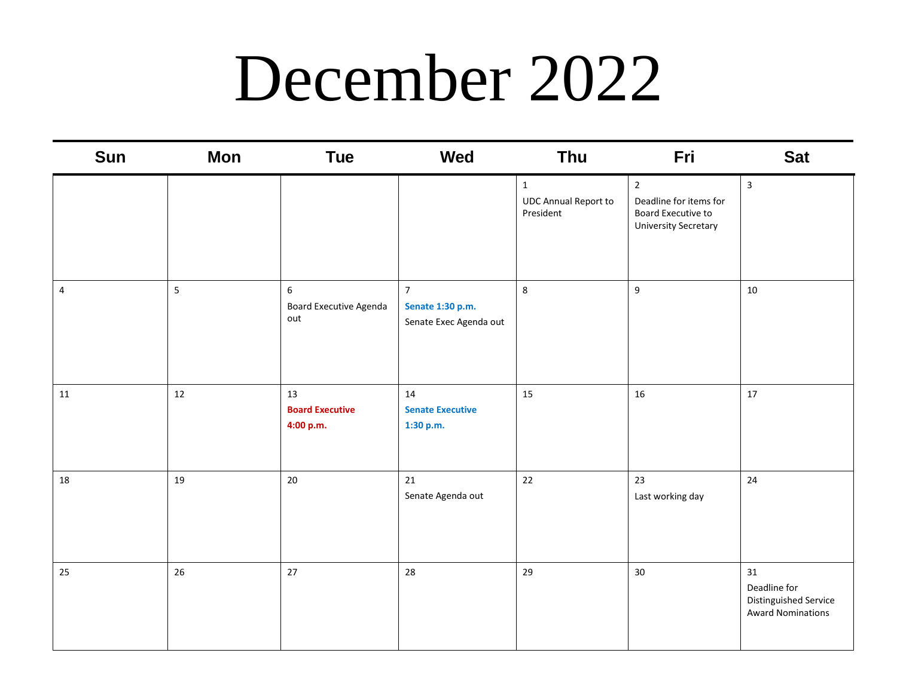# December 2022

| Sun | Mon | Tue | Wed | Thu | Fri | Sat |
|---|---|---|---|---|---|---|
| | | | | 1 UDC Annual Report to President | 2 Deadline for items for Board Executive to University Secretary | 3 |
| 4 | 5 | 6 Board Executive Agenda out | 7 **Senate 1:30 p.m.** Senate Exec Agenda out | 8 | 9 | 10 |
| 11 | 12 | 13 **Board Executive 4:00 p.m.** | 14 **Senate Executive 1:30 p.m.** | 15 | 16 | 17 |
| 18 | 19 | 20 | 21 Senate Agenda out | 22 | 23 Last working day | 24 |
| 25 | 26 | 27 | 28 | 29 | 30 | 31 Deadline for Distinguished Service Award Nominations |